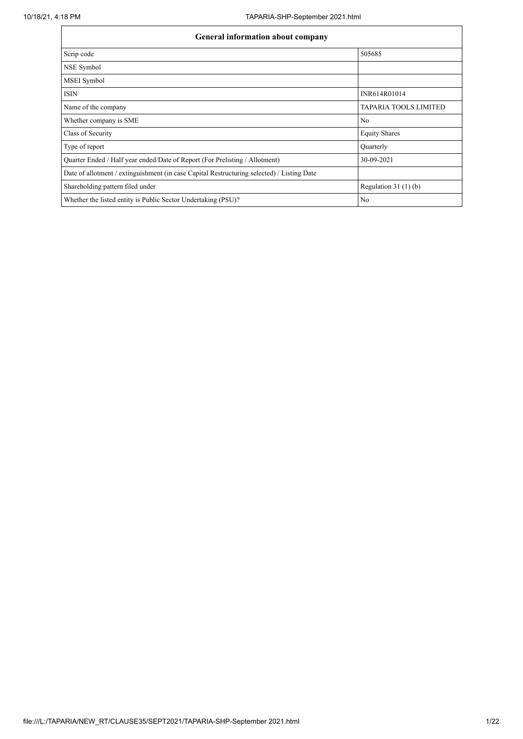| General information about company | |
| --- | --- |
| Scrip code | 505685 |
| NSE Symbol | |
| MSEI Symbol | |
| ISIN | INR614R01014 |
| Name of the company | TAPARIA TOOLS LIMITED |
| Whether company is SME | No |
| Class of Security | Equity Shares |
| Type of report | Quarterly |
| Quarter Ended / Half year ended/Date of Report (For Prelisting / Allotment) | 30-09-2021 |
| Date of allotment / extinguishment (in case Capital Restructuring selected) / Listing Date | |
| Shareholding pattern filed under | Regulation 31 (1) (b) |
| Whether the listed entity is Public Sector Undertaking (PSU)? | No |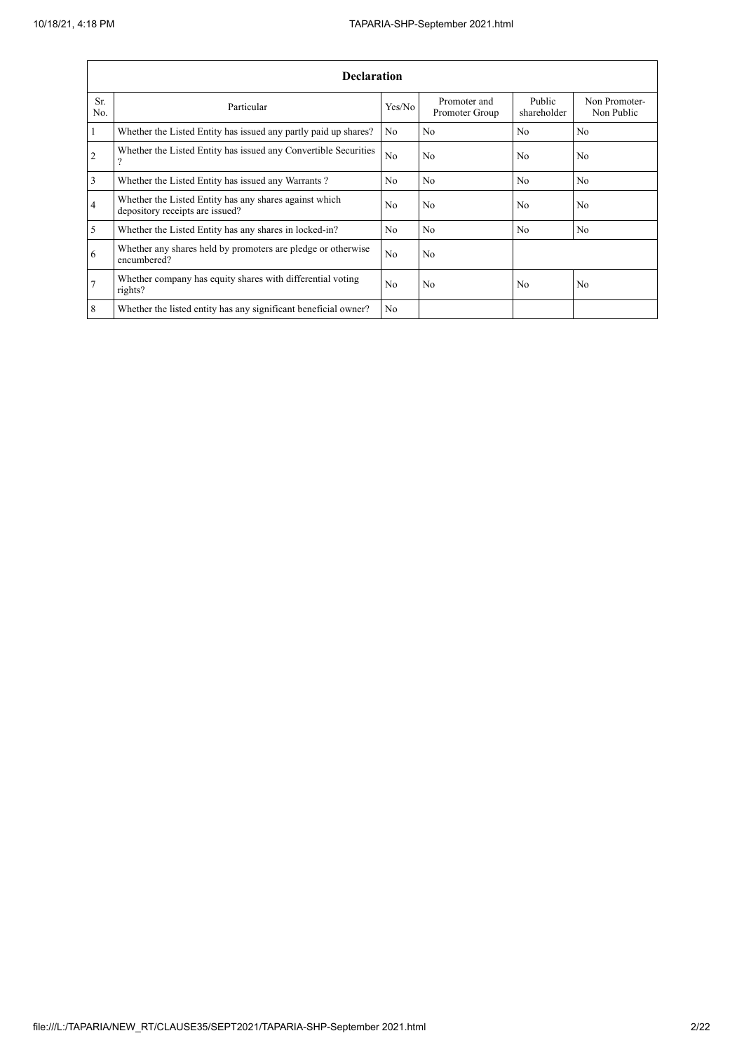| Declaration | | | | | |
|---|---|---|---|---|---|
| Sr. No. | Particular | Yes/No | Promoter and Promoter Group | Public shareholder | Non Promoter- Non Public |
| 1 | Whether the Listed Entity has issued any partly paid up shares? | No | No | No | No |
| 2 | Whether the Listed Entity has issued any Convertible Securities ? | No | No | No | No |
| 3 | Whether the Listed Entity has issued any Warrants ? | No | No | No | No |
| 4 | Whether the Listed Entity has any shares against which depository receipts are issued? | No | No | No | No |
| 5 | Whether the Listed Entity has any shares in locked-in? | No | No | No | No |
| 6 | Whether any shares held by promoters are pledge or otherwise encumbered? | No | No | | |
| 7 | Whether company has equity shares with differential voting rights? | No | No | No | No |
| 8 | Whether the listed entity has any significant beneficial owner? | No | | | |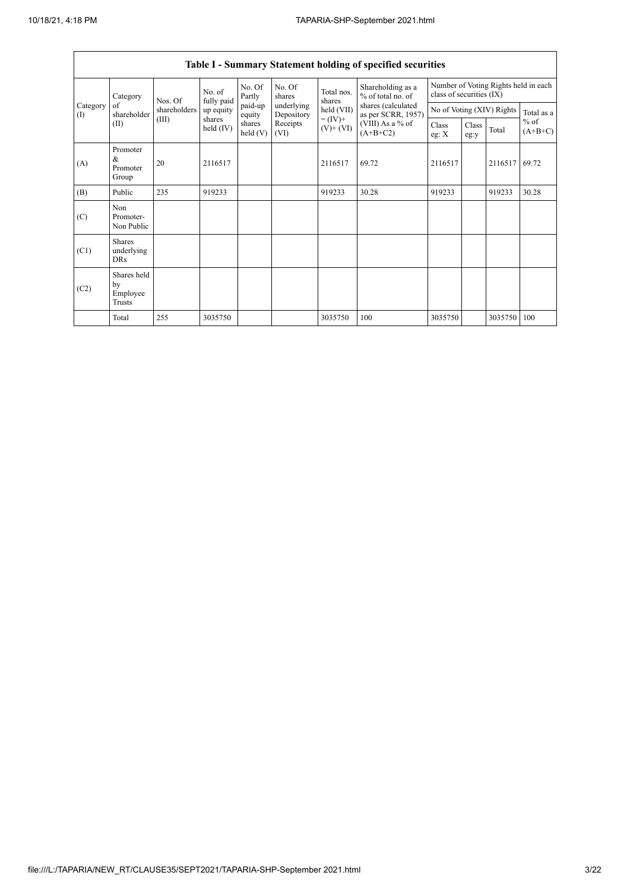## Table I - Summary Statement holding of specified securities

| Category (I) | Category of shareholder (II) | Nos. Of shareholders (III) | No. of fully paid up equity shares held (IV) | No. Of Partly paid-up equity shares held (V) | No. Of shares underlying Depository Receipts (VI) | Total nos. shares held (VII) = (IV)+ (V)+ (VI) | Shareholding as a % of total no. of shares (calculated as per SCRR, 1957) (VIII) As a % of (A+B+C2) | Number of Voting Rights held in each class of securities (IX) | | | |
|---|---|---|---|---|---|---|---|---|---|---|---|
| | | | | | | | | No of Voting (XIV) Rights | | | Total as a % of (A+B+C) |
| | | | | | | | | Class eg: X | Class eg:y | Total | |
| (A) | Promoter & Promoter Group | 20 | 2116517 | | | 2116517 | 69.72 | 2116517 | | 2116517 | 69.72 |
| (B) | Public | 235 | 919233 | | | 919233 | 30.28 | 919233 | | 919233 | 30.28 |
| (C) | Non Promoter- Non Public | | | | | | | | | | |
| (C1) | Shares underlying DRs | | | | | | | | | | |
| (C2) | Shares held by Employee Trusts | | | | | | | | | | |
| | Total | 255 | 3035750 | | | 3035750 | 100 | 3035750 | | 3035750 | 100 |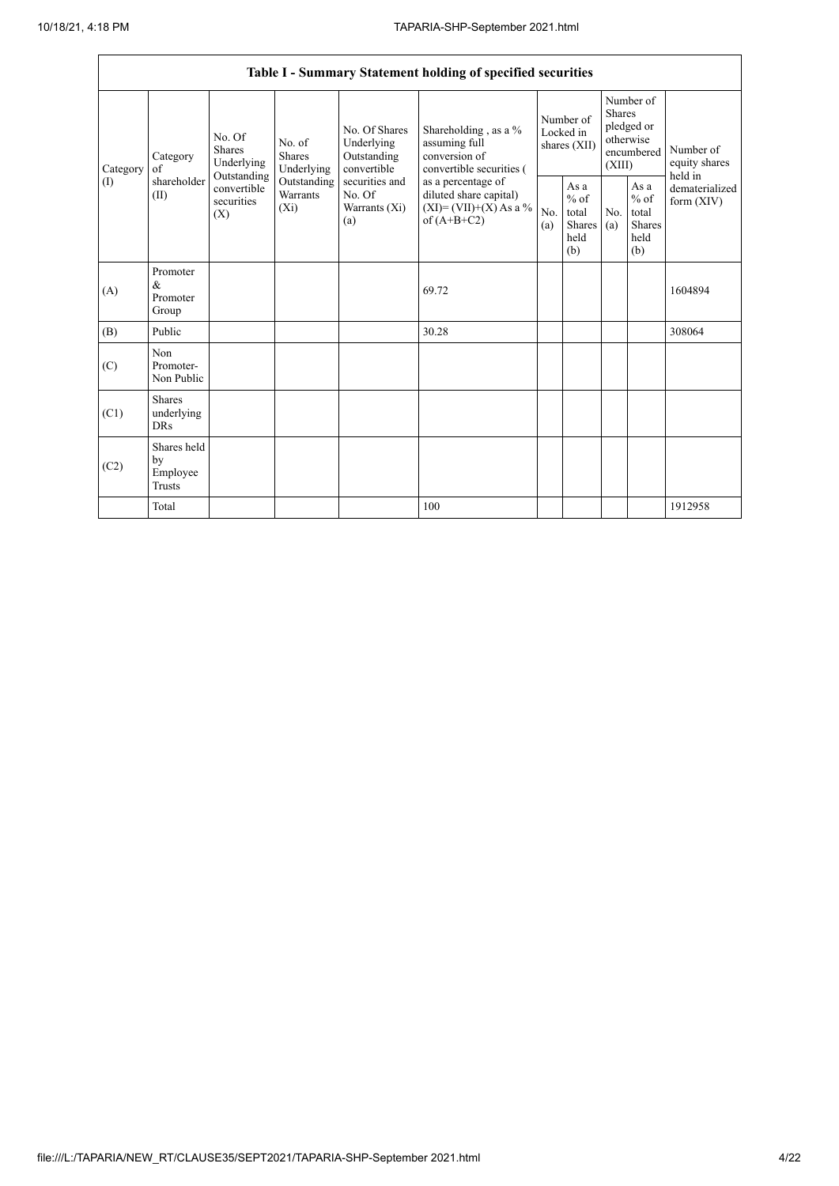| Table I - Summary Statement holding of specified securities | | | | | | | | | | | |
|---|---|---|---|---|---|---|---|---|---|---|---|
| Category (I) | Category of shareholder (II) | No. Of Shares Underlying Outstanding convertible securities (X) | No. of Shares Underlying Outstanding Warrants (Xi) | No. Of Shares Underlying Outstanding convertible securities and No. Of Warrants (Xi) (a) | Shareholding , as a % assuming full conversion of convertible securities ( as a percentage of diluted share capital) (XI)= (VII)+(X) As a % of (A+B+C2) | Number of Locked in shares (XII) | | Number of Shares pledged or otherwise encumbered (XIII) | | Number of equity shares held in dematerialized form (XIV) |
| | | | | | | No. (a) | As a % of total Shares held (b) | No. (a) | As a % of total Shares held (b) | |
| (A) | Promoter & Promoter Group | | | | 69.72 | | | | | 1604894 |
| (B) | Public | | | | 30.28 | | | | | 308064 |
| (C) | Non Promoter- Non Public | | | | | | | | | |
| (C1) | Shares underlying DRs | | | | | | | | | |
| (C2) | Shares held by Employee Trusts | | | | | | | | | |
| | Total | | | | 100 | | | | | 1912958 |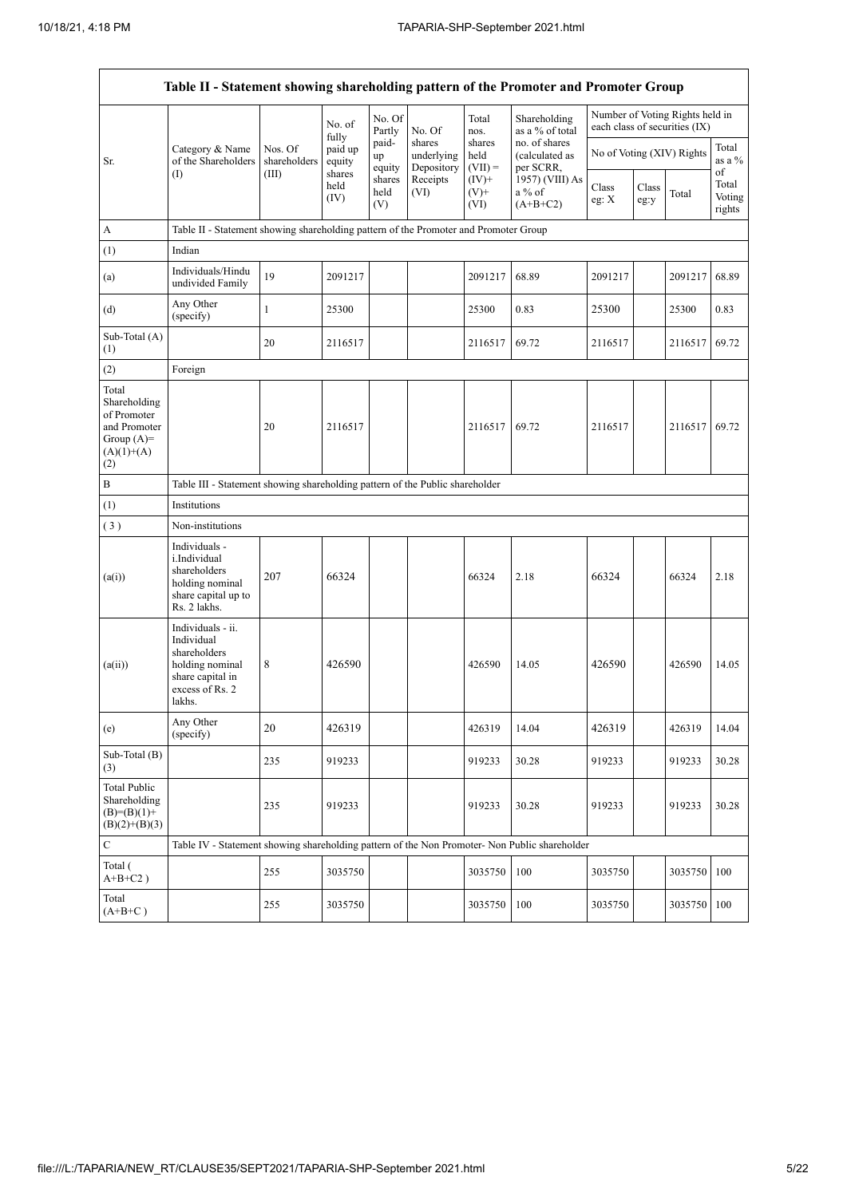| Table II - Statement showing shareholding pattern of the Promoter and Promoter Group | | | | | | | | | | | |
|---|---|---|---|---|---|---|---|---|---|---|---|
| Sr. | Category & Name of the Shareholders (I) | Nos. Of shareholders (III) | No. of fully paid up equity shares held (IV) | No. Of Partly paid-up equity shares held (V) | No. Of shares underlying Depository Receipts (VI) | Total nos. shares held (VII) = (IV)+ (V)+ (VI) | Shareholding as a % of total no. of shares (calculated as per SCRR, 1957) (VIII) As a % of (A+B+C2) | Number of Voting Rights held in each class of securities (IX) | | | |
| | | | | | | | | No of Voting (XIV) Rights | | | Total as a % of Total Voting rights |
| | | | | | | | | Class eg: X | Class eg:y | Total | |
| A | Table II - Statement showing shareholding pattern of the Promoter and Promoter Group | | | | | | | | | | |
| (1) | Indian | | | | | | | | | | |
| (a) | Individuals/Hindu undivided Family | 19 | 2091217 | | | 2091217 | 68.89 | 2091217 | | 2091217 | 68.89 |
| (d) | Any Other (specify) | 1 | 25300 | | | 25300 | 0.83 | 25300 | | 25300 | 0.83 |
| Sub-Total (A) (1) | | 20 | 2116517 | | | 2116517 | 69.72 | 2116517 | | 2116517 | 69.72 |
| (2) | Foreign | | | | | | | | | | |
| Total Shareholding of Promoter and Promoter Group (A)= (A)(1)+(A)(2) | | 20 | 2116517 | | | 2116517 | 69.72 | 2116517 | | 2116517 | 69.72 |
| B | Table III - Statement showing shareholding pattern of the Public shareholder | | | | | | | | | | |
| (1) | Institutions | | | | | | | | | | |
| (3) | Non-institutions | | | | | | | | | | |
| (a(i)) | Individuals - i.Individual shareholders holding nominal share capital up to Rs. 2 lakhs. | 207 | 66324 | | | 66324 | 2.18 | 66324 | | 66324 | 2.18 |
| (a(ii)) | Individuals - ii. Individual shareholders holding nominal share capital in excess of Rs. 2 lakhs. | 8 | 426590 | | | 426590 | 14.05 | 426590 | | 426590 | 14.05 |
| (e) | Any Other (specify) | 20 | 426319 | | | 426319 | 14.04 | 426319 | | 426319 | 14.04 |
| Sub-Total (B) (3) | | 235 | 919233 | | | 919233 | 30.28 | 919233 | | 919233 | 30.28 |
| Total Public Shareholding (B)=(B)(1)+(B)(2)+(B)(3) | | 235 | 919233 | | | 919233 | 30.28 | 919233 | | 919233 | 30.28 |
| C | Table IV - Statement showing shareholding pattern of the Non Promoter- Non Public shareholder | | | | | | | | | | |
| Total ( A+B+C2 ) | | 255 | 3035750 | | | 3035750 | 100 | 3035750 | | 3035750 | 100 |
| Total (A+B+C ) | | 255 | 3035750 | | | 3035750 | 100 | 3035750 | | 3035750 | 100 |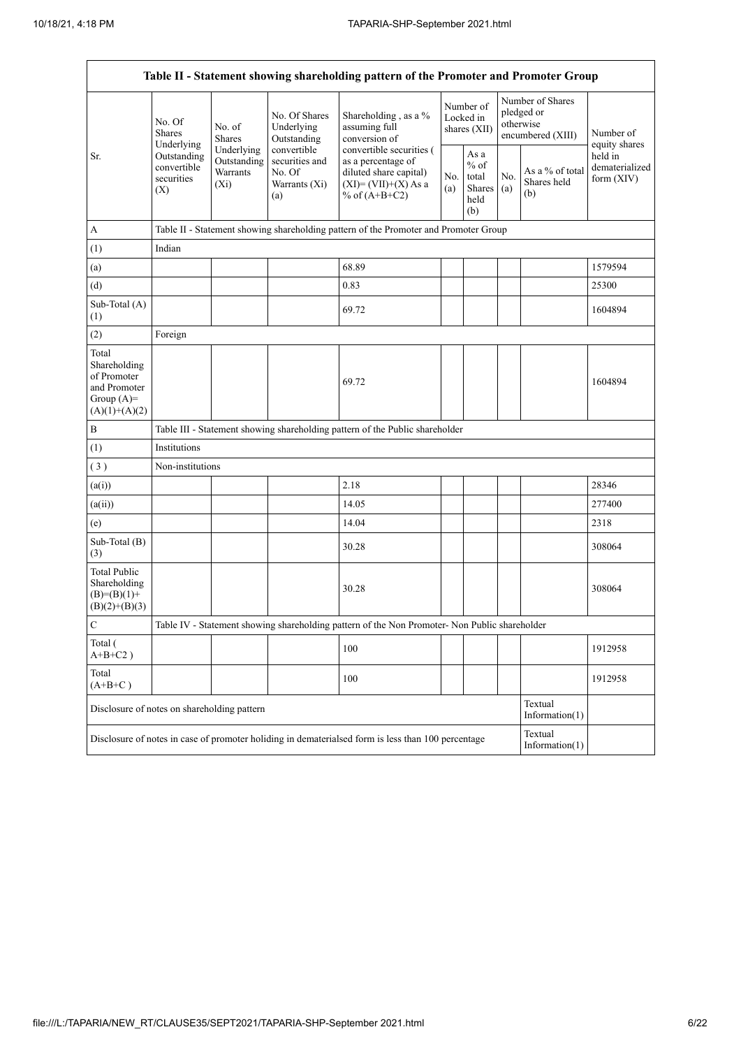| Table II - Statement showing shareholding pattern of the Promoter and Promoter Group | | | | | | | | | |
|---|---|---|---|---|---|---|---|---|---|
| Sr. | No. Of Shares Underlying Outstanding convertible securities (X) | No. of Shares Underlying Outstanding Warrants (Xi) | No. Of Shares Underlying Outstanding convertible securities and No. Of Warrants (Xi) (a) | Shareholding , as a % assuming full conversion of convertible securities ( as a percentage of diluted share capital) (XI)= (VII)+(X) As a % of (A+B+C2) | Number of Locked in shares (XII) | | Number of Shares pledged or otherwise encumbered (XIII) | | Number of equity shares held in dematerialized form (XIV) |
| | | | | | No. (a) | As a % of total Shares held (b) | No. (a) | As a % of total Shares held (b) | |
| A | Table II - Statement showing shareholding pattern of the Promoter and Promoter Group | | | | | | | | |
| (1) | Indian | | | | | | | | |
| (a) | | | | 68.89 | | | | | 1579594 |
| (d) | | | | 0.83 | | | | | 25300 |
| Sub-Total (A) (1) | | | | 69.72 | | | | | 1604894 |
| (2) | Foreign | | | | | | | | |
| Total Shareholding of Promoter and Promoter Group (A)= (A)(1)+(A)(2) | | | | 69.72 | | | | | 1604894 |
| B | Table III - Statement showing shareholding pattern of the Public shareholder | | | | | | | | |
| (1) | Institutions | | | | | | | | |
| ( 3 ) | Non-institutions | | | | | | | | |
| (a(i)) | | | | 2.18 | | | | | 28346 |
| (a(ii)) | | | | 14.05 | | | | | 277400 |
| (e) | | | | 14.04 | | | | | 2318 |
| Sub-Total (B) (3) | | | | 30.28 | | | | | 308064 |
| Total Public Shareholding (B)=(B)(1)+ (B)(2)+(B)(3) | | | | 30.28 | | | | | 308064 |
| C | Table IV - Statement showing shareholding pattern of the Non Promoter- Non Public shareholder | | | | | | | | |
| Total ( A+B+C2 ) | | | | 100 | | | | | 1912958 |
| Total (A+B+C ) | | | | 100 | | | | | 1912958 |
| Disclosure of notes on shareholding pattern | | | | | | | | Textual Information(1) | |
| Disclosure of notes in case of promoter holiding in dematerialsed form is less than 100 percentage | | | | | | | | Textual Information(1) | |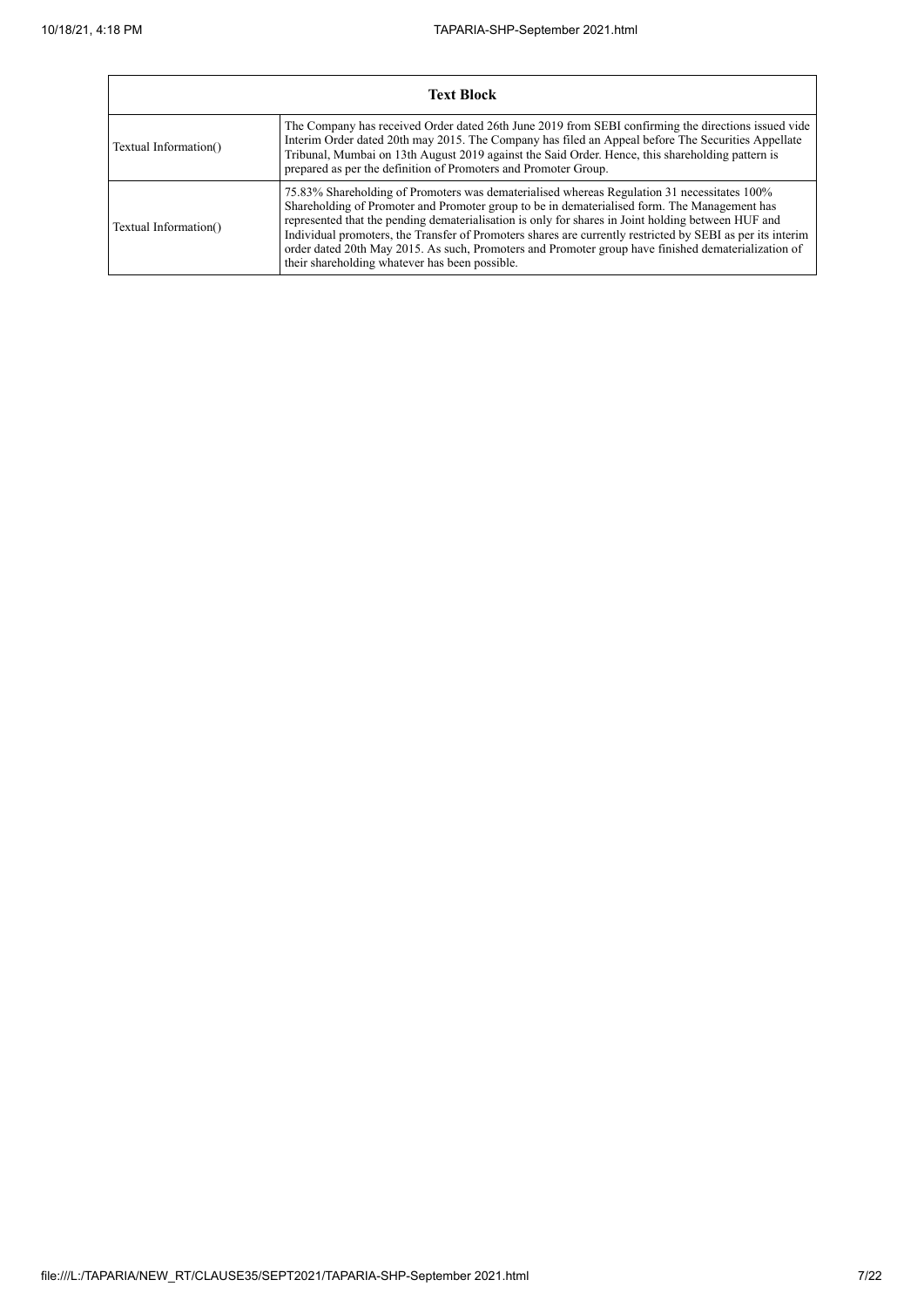| Text Block | |
|---|---|
| Textual Information() | The Company has received Order dated 26th June 2019 from SEBI confirming the directions issued vide Interim Order dated 20th may 2015. The Company has filed an Appeal before The Securities Appellate Tribunal, Mumbai on 13th August 2019 against the Said Order. Hence, this shareholding pattern is prepared as per the definition of Promoters and Promoter Group. |
| Textual Information() | 75.83% Shareholding of Promoters was dematerialised whereas Regulation 31 necessitates 100% Shareholding of Promoter and Promoter group to be in dematerialised form. The Management has represented that the pending dematerialisation is only for shares in Joint holding between HUF and Individual promoters, the Transfer of Promoters shares are currently restricted by SEBI as per its interim order dated 20th May 2015. As such, Promoters and Promoter group have finished dematerialization of their shareholding whatever has been possible. |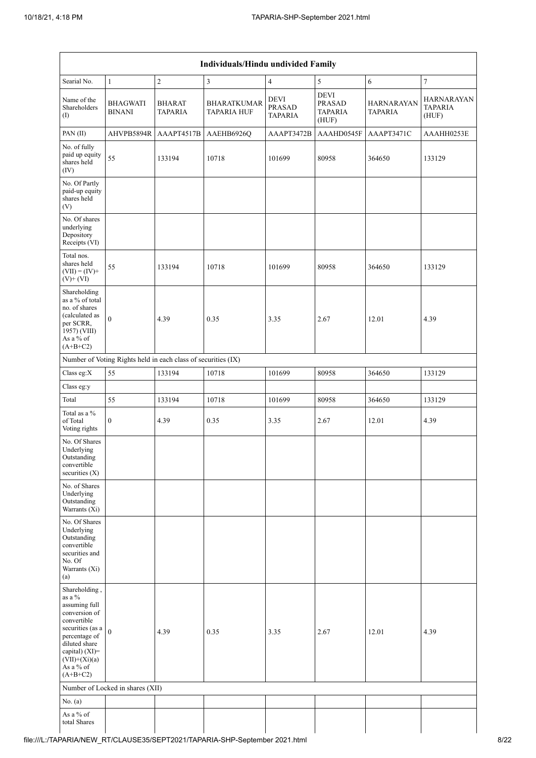| Individuals/Hindu undivided Family | | | | | | | |
|---|---|---|---|---|---|---|---|
| Searial No. | 1 | 2 | 3 | 4 | 5 | 6 | 7 |
| Name of the Shareholders (I) | BHAGWATI BINANI | BHARAT TAPARIA | BHARATKUMAR TAPARIA HUF | DEVI PRASAD TAPARIA | DEVI PRASAD TAPARIA (HUF) | HARNARAYAN TAPARIA | HARNARAYAN TAPARIA (HUF) |
| PAN (II) | AHVPB5894R | AAAPT4517B | AAEHB6926Q | AAAPT3472B | AAAHD0545F | AAAPT3471C | AAAHH0253E |
| No. of fully paid up equity shares held (IV) | 55 | 133194 | 10718 | 101699 | 80958 | 364650 | 133129 |
| No. Of Partly paid-up equity shares held (V) | | | | | | | |
| No. Of shares underlying Depository Receipts (VI) | | | | | | | |
| Total nos. shares held (VII) = (IV)+ (V)+ (VI) | 55 | 133194 | 10718 | 101699 | 80958 | 364650 | 133129 |
| Shareholding as a % of total no. of shares (calculated as per SCRR, 1957) (VIII) As a % of (A+B+C2) | 0 | 4.39 | 0.35 | 3.35 | 2.67 | 12.01 | 4.39 |
| Number of Voting Rights held in each class of securities (IX) | | | | | | | |
| Class eg:X | 55 | 133194 | 10718 | 101699 | 80958 | 364650 | 133129 |
| Class eg:y | | | | | | | |
| Total | 55 | 133194 | 10718 | 101699 | 80958 | 364650 | 133129 |
| Total as a % of Total Voting rights | 0 | 4.39 | 0.35 | 3.35 | 2.67 | 12.01 | 4.39 |
| No. Of Shares Underlying Outstanding convertible securities (X) | | | | | | | |
| No. of Shares Underlying Outstanding Warrants (Xi) | | | | | | | |
| No. Of Shares Underlying Outstanding convertible securities and No. Of Warrants (Xi) (a) | | | | | | | |
| Shareholding , as a % assuming full conversion of convertible securities (as a percentage of diluted share capital) (XI)= (VII)+(Xi)(a) As a % of (A+B+C2) | 0 | 4.39 | 0.35 | 3.35 | 2.67 | 12.01 | 4.39 |
| Number of Locked in shares (XII) | | | | | | | |
| No. (a) | | | | | | | |
| As a % of total Shares | | | | | | | |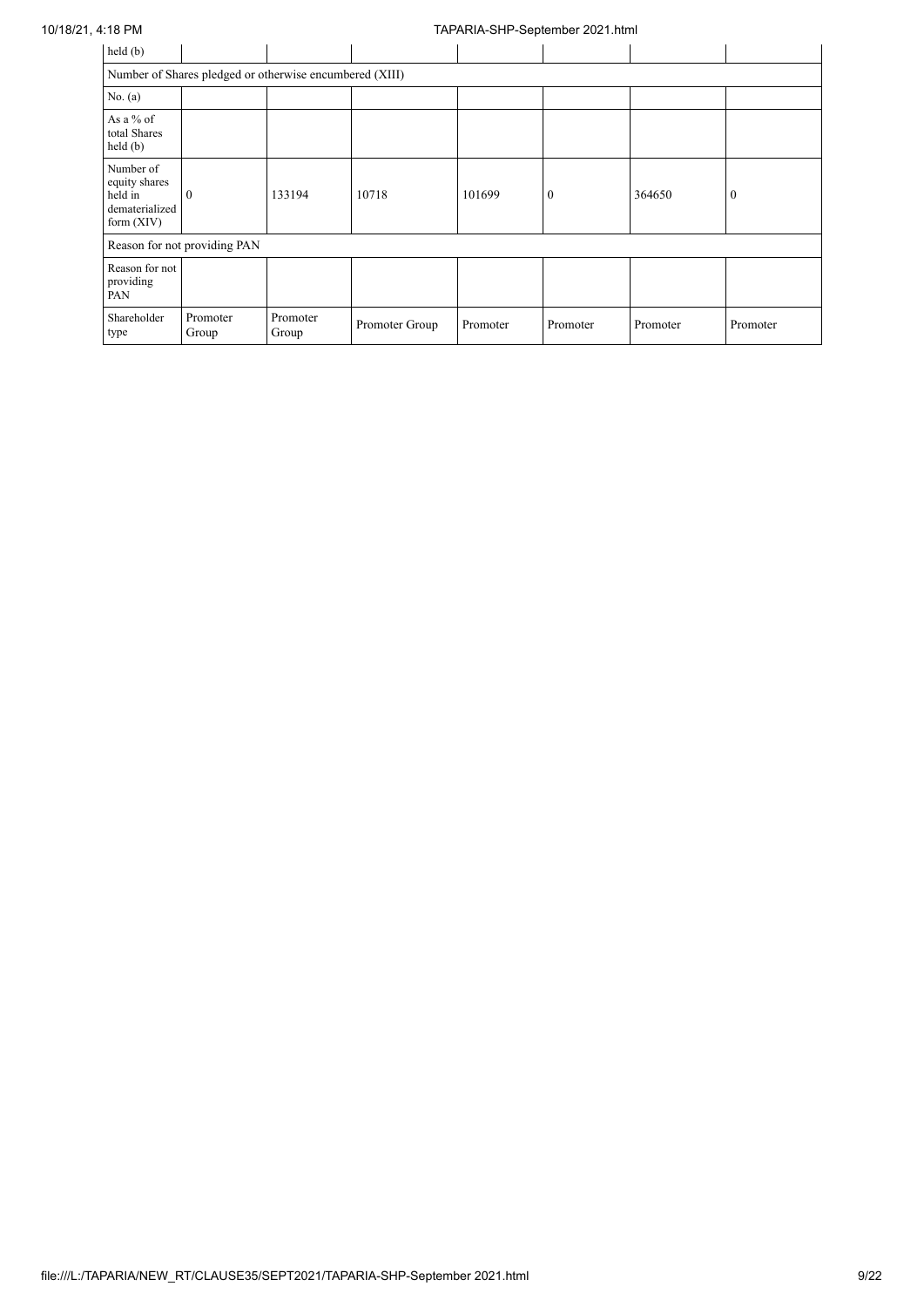| held (b) | | | | | | | |
|---|---|---|---|---|---|---|---|
| Number of Shares pledged or otherwise encumbered (XIII) | | | | | | | |
| No. (a) | | | | | | | |
| As a % of total Shares held (b) | | | | | | | |
| Number of equity shares held in dematerialized form (XIV) | 0 | 133194 | 10718 | 101699 | 0 | 364650 | 0 |
| Reason for not providing PAN | | | | | | | |
| Reason for not providing PAN | | | | | | | |
| Shareholder type | Promoter Group | Promoter Group | Promoter Group | Promoter | Promoter | Promoter | Promoter |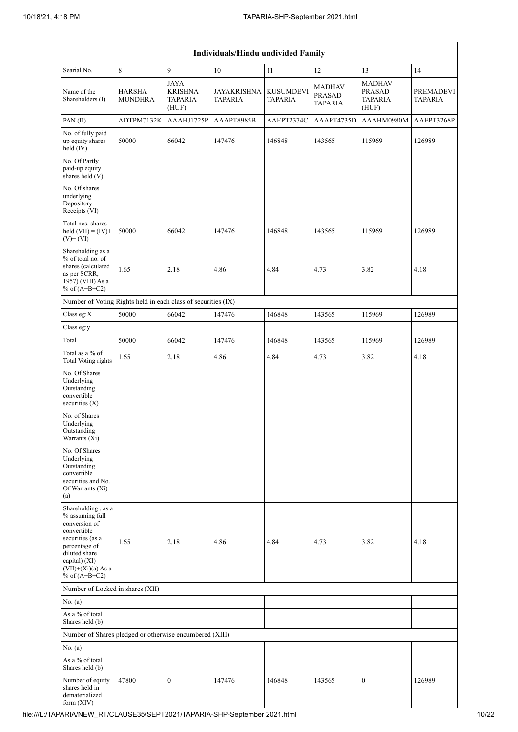| Individuals/Hindu undivided Family | | | | | | | |
|---|---|---|---|---|---|---|---|
| Searial No. | 8 | 9 | 10 | 11 | 12 | 13 | 14 |
| Name of the Shareholders (I) | HARSHA MUNDHRA | JAYA KRISHNA TAPARIA (HUF) | JAYAKRISHNA TAPARIA | KUSUMDEVI TAPARIA | MADHAV PRASAD TAPARIA | MADHAV PRASAD TAPARIA (HUF) | PREMADEVI TAPARIA |
| PAN (II) | ADTPM7132K | AAAHJ1725P | AAAPT8985B | AAEPT2374C | AAAPT4735D | AAAHM0980M | AAEPT3268P |
| No. of fully paid up equity shares held (IV) | 50000 | 66042 | 147476 | 146848 | 143565 | 115969 | 126989 |
| No. Of Partly paid-up equity shares held (V) | | | | | | | |
| No. Of shares underlying Depository Receipts (VI) | | | | | | | |
| Total nos. shares held (VII) = (IV)+(V)+ (VI) | 50000 | 66042 | 147476 | 146848 | 143565 | 115969 | 126989 |
| Shareholding as a % of total no. of shares (calculated as per SCRR, 1957) (VIII) As a % of (A+B+C2) | 1.65 | 2.18 | 4.86 | 4.84 | 4.73 | 3.82 | 4.18 |
| Number of Voting Rights held in each class of securities (IX) | | | | | | | |
| Class eg:X | 50000 | 66042 | 147476 | 146848 | 143565 | 115969 | 126989 |
| Class eg:y | | | | | | | |
| Total | 50000 | 66042 | 147476 | 146848 | 143565 | 115969 | 126989 |
| Total as a % of Total Voting rights | 1.65 | 2.18 | 4.86 | 4.84 | 4.73 | 3.82 | 4.18 |
| No. Of Shares Underlying Outstanding convertible securities (X) | | | | | | | |
| No. of Shares Underlying Outstanding Warrants (Xi) | | | | | | | |
| No. Of Shares Underlying Outstanding convertible securities and No. Of Warrants (Xi) (a) | | | | | | | |
| Shareholding , as a % assuming full conversion of convertible securities (as a percentage of diluted share capital) (XI)= (VII)+(Xi)(a) As a % of (A+B+C2) | 1.65 | 2.18 | 4.86 | 4.84 | 4.73 | 3.82 | 4.18 |
| Number of Locked in shares (XII) | | | | | | | |
| No. (a) | | | | | | | |
| As a % of total Shares held (b) | | | | | | | |
| Number of Shares pledged or otherwise encumbered (XIII) | | | | | | | |
| No. (a) | | | | | | | |
| As a % of total Shares held (b) | | | | | | | |
| Number of equity shares held in dematerialized form (XIV) | 47800 | 0 | 147476 | 146848 | 143565 | 0 | 126989 |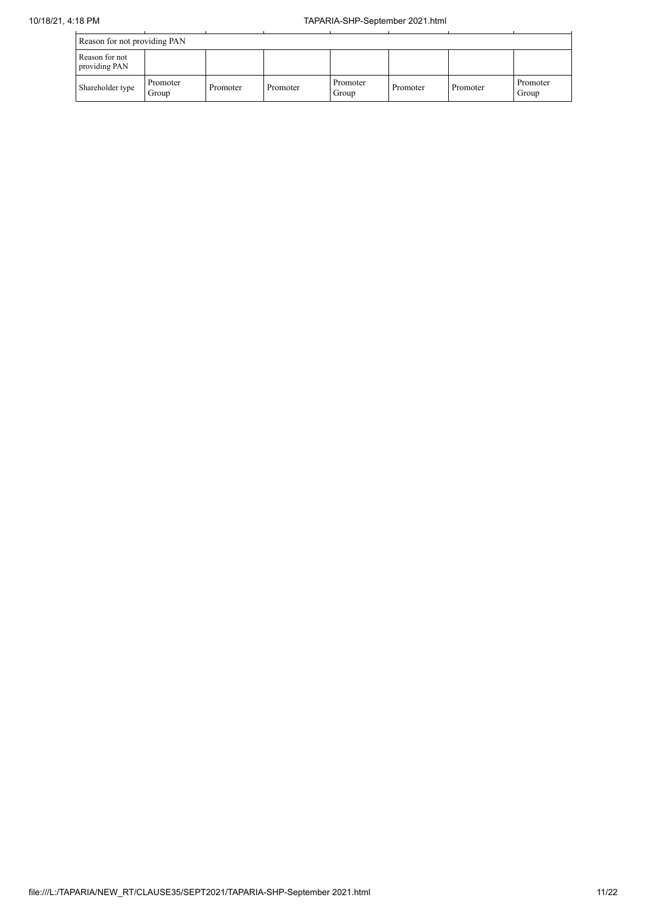| Reason for not providing PAN | | | | | | | |
|---|---|---|---|---|---|---|---|
| Reason for not providing PAN | | | | | | | |
| Shareholder type | Promoter Group | Promoter | Promoter | Promoter Group | Promoter | Promoter | Promoter Group |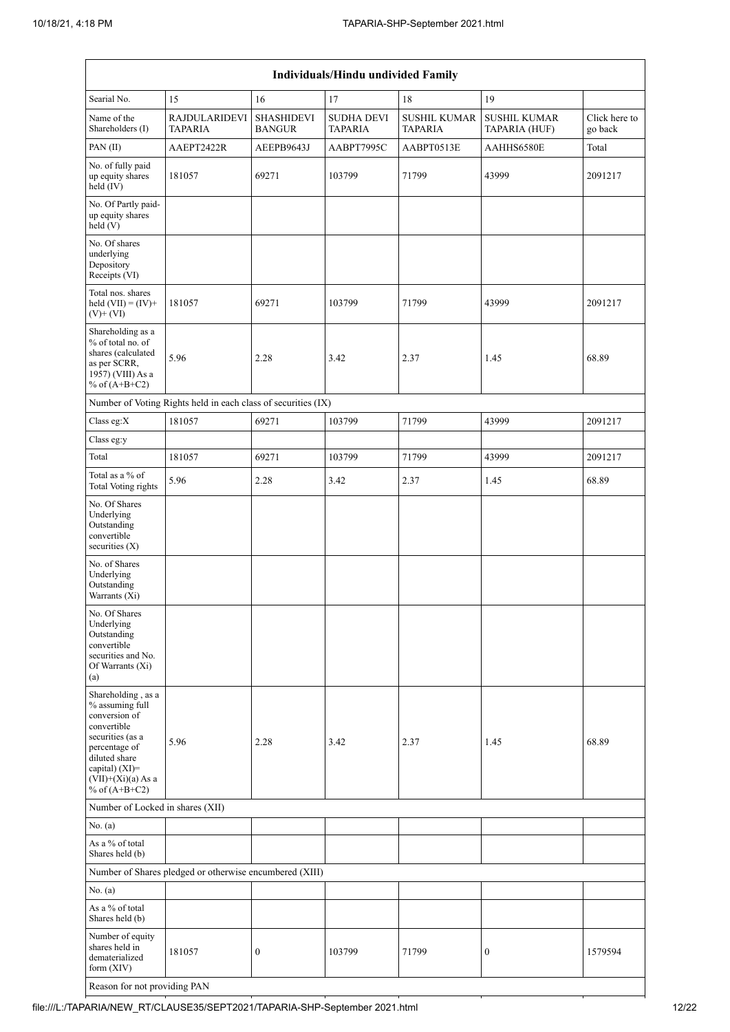| Individuals/Hindu undivided Family | | | | | | |
|---|---|---|---|---|---|---|
| Searial No. | 15 | 16 | 17 | 18 | 19 | |
| Name of the Shareholders (I) | RAJDULARIDEVI TAPARIA | SHASHIDEVI BANGUR | SUDHA DEVI TAPARIA | SUSHIL KUMAR TAPARIA | SUSHIL KUMAR TAPARIA (HUF) | Click here to go back |
| PAN (II) | AAEPT2422R | AEEPB9643J | AABPT7995C | AABPT0513E | AAHHS6580E | Total |
| No. of fully paid up equity shares held (IV) | 181057 | 69271 | 103799 | 71799 | 43999 | 2091217 |
| No. Of Partly paid-up equity shares held (V) | | | | | | |
| No. Of shares underlying Depository Receipts (VI) | | | | | | |
| Total nos. shares held (VII) = (IV)+ (V)+ (VI) | 181057 | 69271 | 103799 | 71799 | 43999 | 2091217 |
| Shareholding as a % of total no. of shares (calculated as per SCRR, 1957) (VIII) As a % of (A+B+C2) | 5.96 | 2.28 | 3.42 | 2.37 | 1.45 | 68.89 |
| Number of Voting Rights held in each class of securities (IX) | | | | | | |
| Class eg:X | 181057 | 69271 | 103799 | 71799 | 43999 | 2091217 |
| Class eg:y | | | | | | |
| Total | 181057 | 69271 | 103799 | 71799 | 43999 | 2091217 |
| Total as a % of Total Voting rights | 5.96 | 2.28 | 3.42 | 2.37 | 1.45 | 68.89 |
| No. Of Shares Underlying Outstanding convertible securities (X) | | | | | | |
| No. of Shares Underlying Outstanding Warrants (Xi) | | | | | | |
| No. Of Shares Underlying Outstanding convertible securities and No. Of Warrants (Xi) (a) | | | | | | |
| Shareholding , as a % assuming full conversion of convertible securities (as a percentage of diluted share capital) (XI)= (VII)+(Xi)(a) As a % of (A+B+C2) | 5.96 | 2.28 | 3.42 | 2.37 | 1.45 | 68.89 |
| Number of Locked in shares (XII) | | | | | | |
| No. (a) | | | | | | |
| As a % of total Shares held (b) | | | | | | |
| Number of Shares pledged or otherwise encumbered (XIII) | | | | | | |
| No. (a) | | | | | | |
| As a % of total Shares held (b) | | | | | | |
| Number of equity shares held in dematerialized form (XIV) | 181057 | 0 | 103799 | 71799 | 0 | 1579594 |
| Reason for not providing PAN | | | | | | |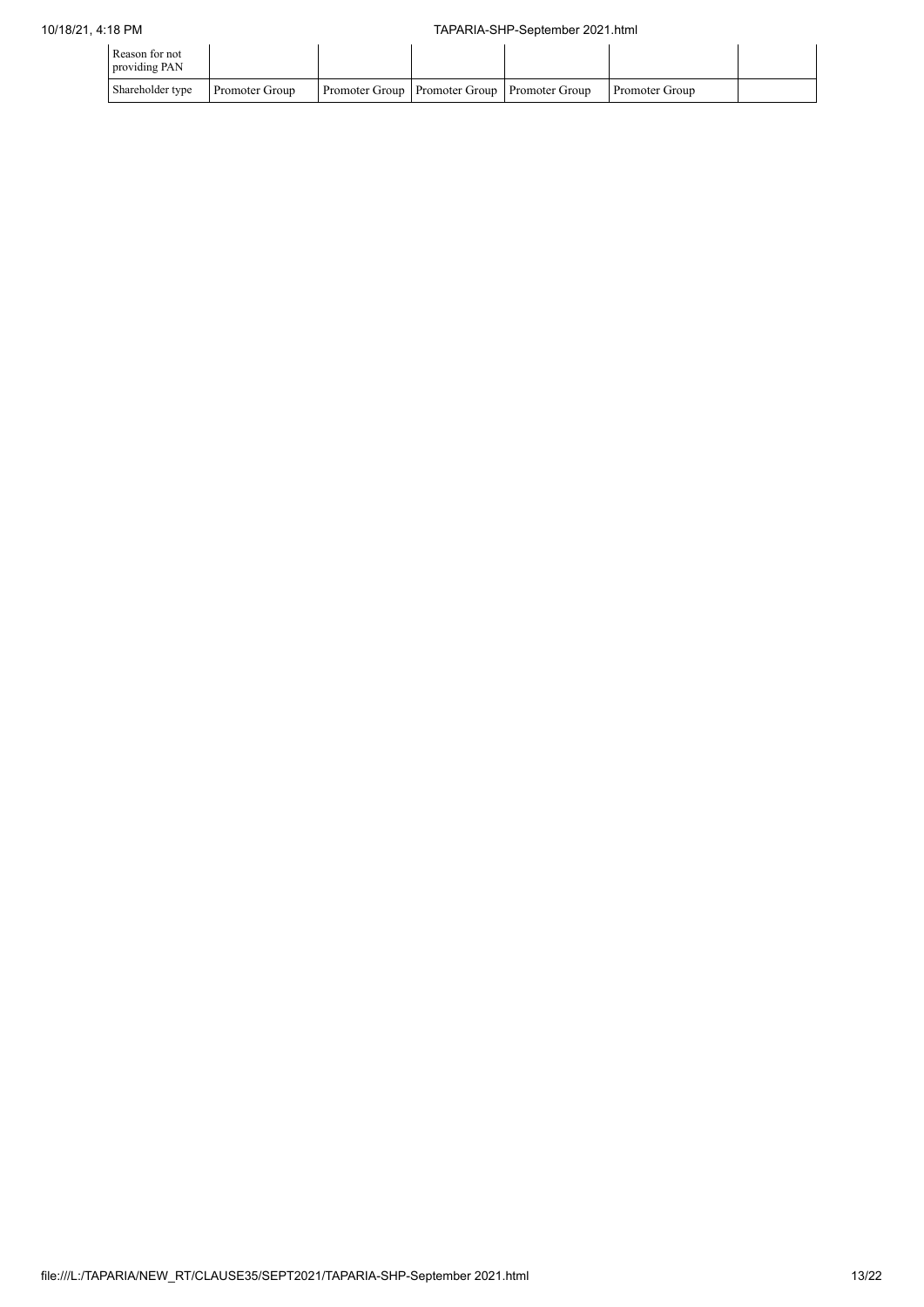| Reason for not providing PAN | | | | | | |
|---|---|---|---|---|---|---|
| Shareholder type | Promoter Group | Promoter Group | Promoter Group | Promoter Group | Promoter Group | |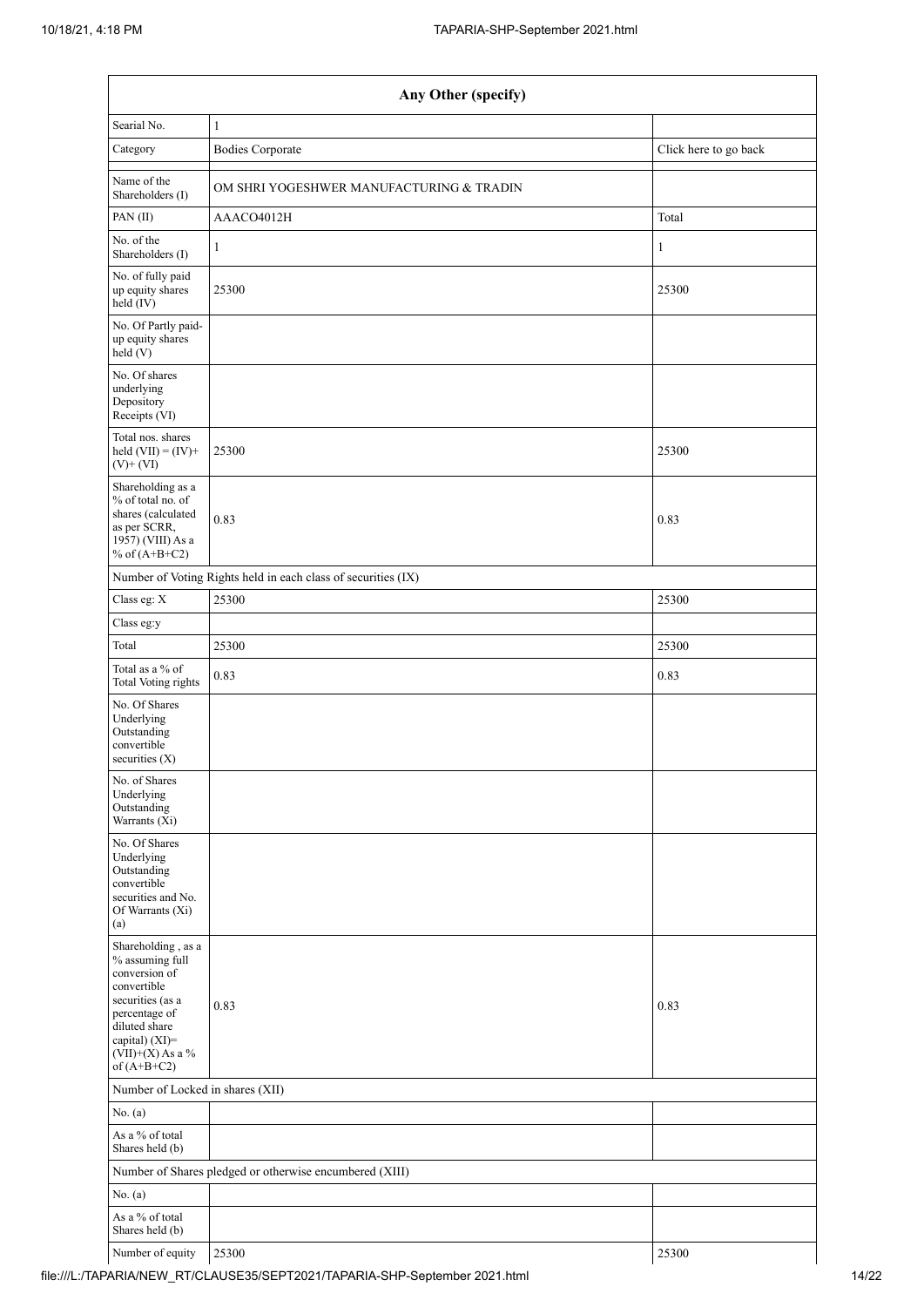| Any Other (specify) | | |
|---|---|---|
| Searial No. | 1 | |
| Category | Bodies Corporate | Click here to go back |
| Name of the Shareholders (I) | OM SHRI YOGESHWER MANUFACTURING & TRADIN | |
| PAN (II) | AAACO4012H | Total |
| No. of the Shareholders (I) | 1 | 1 |
| No. of fully paid up equity shares held (IV) | 25300 | 25300 |
| No. Of Partly paid-up equity shares held (V) | | |
| No. Of shares underlying Depository Receipts (VI) | | |
| Total nos. shares held (VII) = (IV)+ (V)+ (VI) | 25300 | 25300 |
| Shareholding as a % of total no. of shares (calculated as per SCRR, 1957) (VIII) As a % of (A+B+C2) | 0.83 | 0.83 |
| Number of Voting Rights held in each class of securities (IX) | | |
| Class eg: X | 25300 | 25300 |
| Class eg:y | | |
| Total | 25300 | 25300 |
| Total as a % of Total Voting rights | 0.83 | 0.83 |
| No. Of Shares Underlying Outstanding convertible securities (X) | | |
| No. of Shares Underlying Outstanding Warrants (Xi) | | |
| No. Of Shares Underlying Outstanding convertible securities and No. Of Warrants (Xi) (a) | | |
| Shareholding , as a % assuming full conversion of convertible securities (as a percentage of diluted share capital) (XI)= (VII)+(X) As a % of (A+B+C2) | 0.83 | 0.83 |
| Number of Locked in shares (XII) | | |
| No. (a) | | |
| As a % of total Shares held (b) | | |
| Number of Shares pledged or otherwise encumbered (XIII) | | |
| No. (a) | | |
| As a % of total Shares held (b) | | |
| Number of equity | 25300 | 25300 |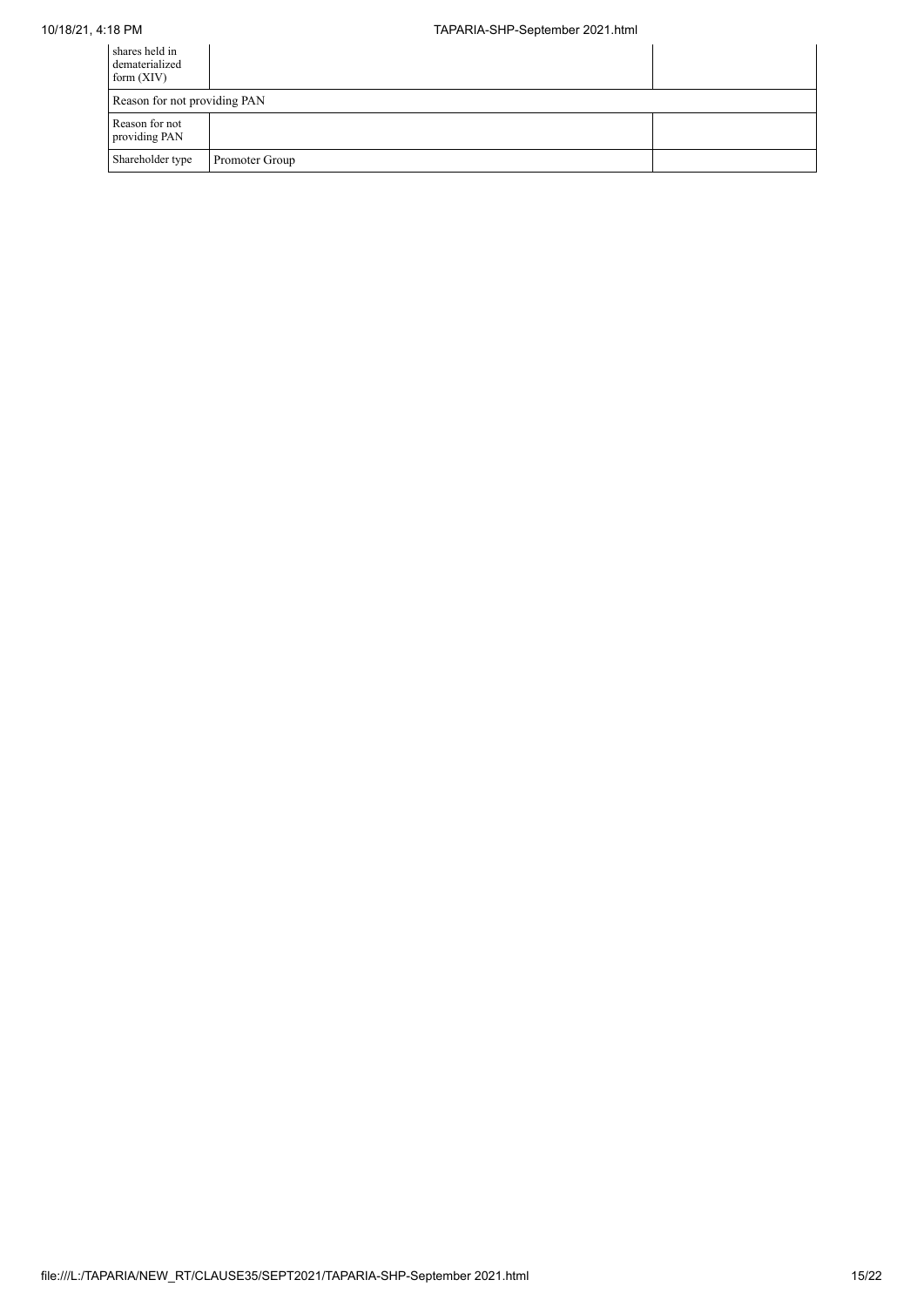| | | |
|---|---|---|
| shares held in dematerialized form (XIV) | | |
| Reason for not providing PAN | | |
| Reason for not providing PAN | | |
| Shareholder type | Promoter Group | |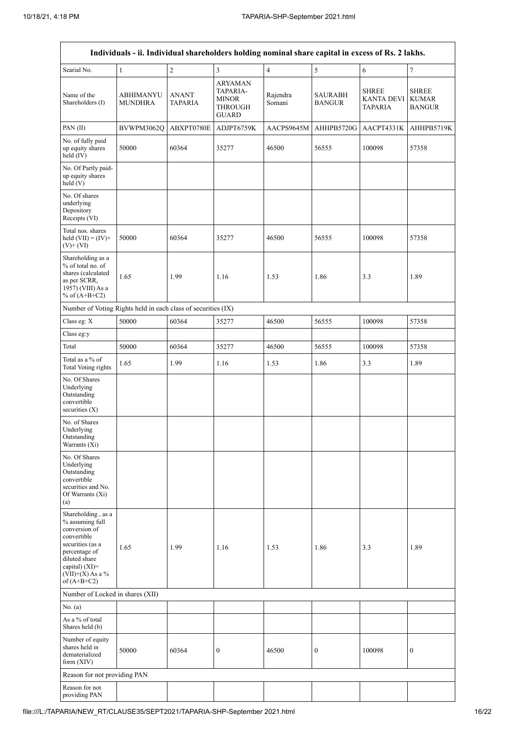| Individuals - ii. Individual shareholders holding nominal share capital in excess of Rs. 2 lakhs. | | | | | | | |
|---|---|---|---|---|---|---|---|
| Searial No. | 1 | 2 | 3 | 4 | 5 | 6 | 7 |
| Name of the Shareholders (I) | ABHIMANYU MUNDHRA | ANANT TAPARIA | ARYAMAN TAPARIA-MINOR THROUGH GUARD | Rajendra Somani | SAURABH BANGUR | SHREE KANTA DEVI TAPARIA | SHREE KUMAR BANGUR |
| PAN (II) | BVWPM3062Q | ABXPT0780E | ADJPT6759K | AACPS9645M | AHHPB5720G | AACPT4331K | AHHPB5719K |
| No. of fully paid up equity shares held (IV) | 50000 | 60364 | 35277 | 46500 | 56555 | 100098 | 57358 |
| No. Of Partly paid-up equity shares held (V) | | | | | | | |
| No. Of shares underlying Depository Receipts (VI) | | | | | | | |
| Total nos. shares held (VII) = (IV)+(V)+ (VI) | 50000 | 60364 | 35277 | 46500 | 56555 | 100098 | 57358 |
| Shareholding as a % of total no. of shares (calculated as per SCRR, 1957) (VIII) As a % of (A+B+C2) | 1.65 | 1.99 | 1.16 | 1.53 | 1.86 | 3.3 | 1.89 |
| Number of Voting Rights held in each class of securities (IX) | | | | | | | |
| Class eg: X | 50000 | 60364 | 35277 | 46500 | 56555 | 100098 | 57358 |
| Class eg:y | | | | | | | |
| Total | 50000 | 60364 | 35277 | 46500 | 56555 | 100098 | 57358 |
| Total as a % of Total Voting rights | 1.65 | 1.99 | 1.16 | 1.53 | 1.86 | 3.3 | 1.89 |
| No. Of Shares Underlying Outstanding convertible securities (X) | | | | | | | |
| No. of Shares Underlying Outstanding Warrants (Xi) | | | | | | | |
| No. Of Shares Underlying Outstanding convertible securities and No. Of Warrants (Xi) (a) | | | | | | | |
| Shareholding , as a % assuming full conversion of convertible securities (as a percentage of diluted share capital) (XI)= (VII)+(X) As a % of (A+B+C2) | 1.65 | 1.99 | 1.16 | 1.53 | 1.86 | 3.3 | 1.89 |
| Number of Locked in shares (XII) | | | | | | | |
| No. (a) | | | | | | | |
| As a % of total Shares held (b) | | | | | | | |
| Number of equity shares held in dematerialized form (XIV) | 50000 | 60364 | 0 | 46500 | 0 | 100098 | 0 |
| Reason for not providing PAN | | | | | | | |
| Reason for not providing PAN | | | | | | | |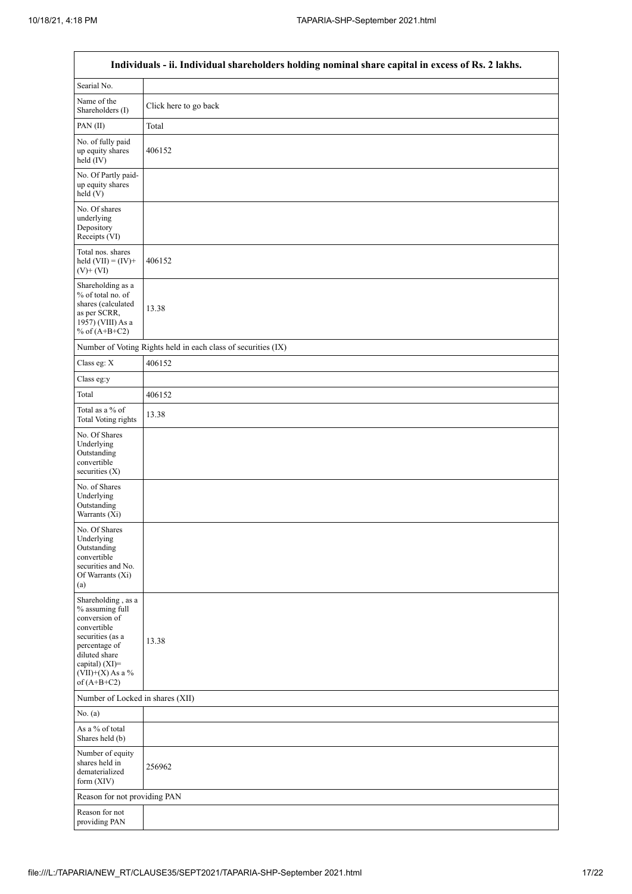| Individuals - ii. Individual shareholders holding nominal share capital in excess of Rs. 2 lakhs. | |
|---|---|
| Searial No. | |
| Name of the Shareholders (I) | Click here to go back |
| PAN (II) | Total |
| No. of fully paid up equity shares held (IV) | 406152 |
| No. Of Partly paid-up equity shares held (V) | |
| No. Of shares underlying Depository Receipts (VI) | |
| Total nos. shares held (VII) = (IV)+ (V)+ (VI) | 406152 |
| Shareholding as a % of total no. of shares (calculated as per SCRR, 1957) (VIII) As a % of (A+B+C2) | 13.38 |
| Number of Voting Rights held in each class of securities (IX) | |
| Class eg: X | 406152 |
| Class eg:y | |
| Total | 406152 |
| Total as a % of Total Voting rights | 13.38 |
| No. Of Shares Underlying Outstanding convertible securities (X) | |
| No. of Shares Underlying Outstanding Warrants (Xi) | |
| No. Of Shares Underlying Outstanding convertible securities and No. Of Warrants (Xi) (a) | |
| Shareholding , as a % assuming full conversion of convertible securities (as a percentage of diluted share capital) (XI)= (VII)+(X) As a % of (A+B+C2) | 13.38 |
| Number of Locked in shares (XII) | |
| No. (a) | |
| As a % of total Shares held (b) | |
| Number of equity shares held in dematerialized form (XIV) | 256962 |
| Reason for not providing PAN | |
| Reason for not providing PAN | |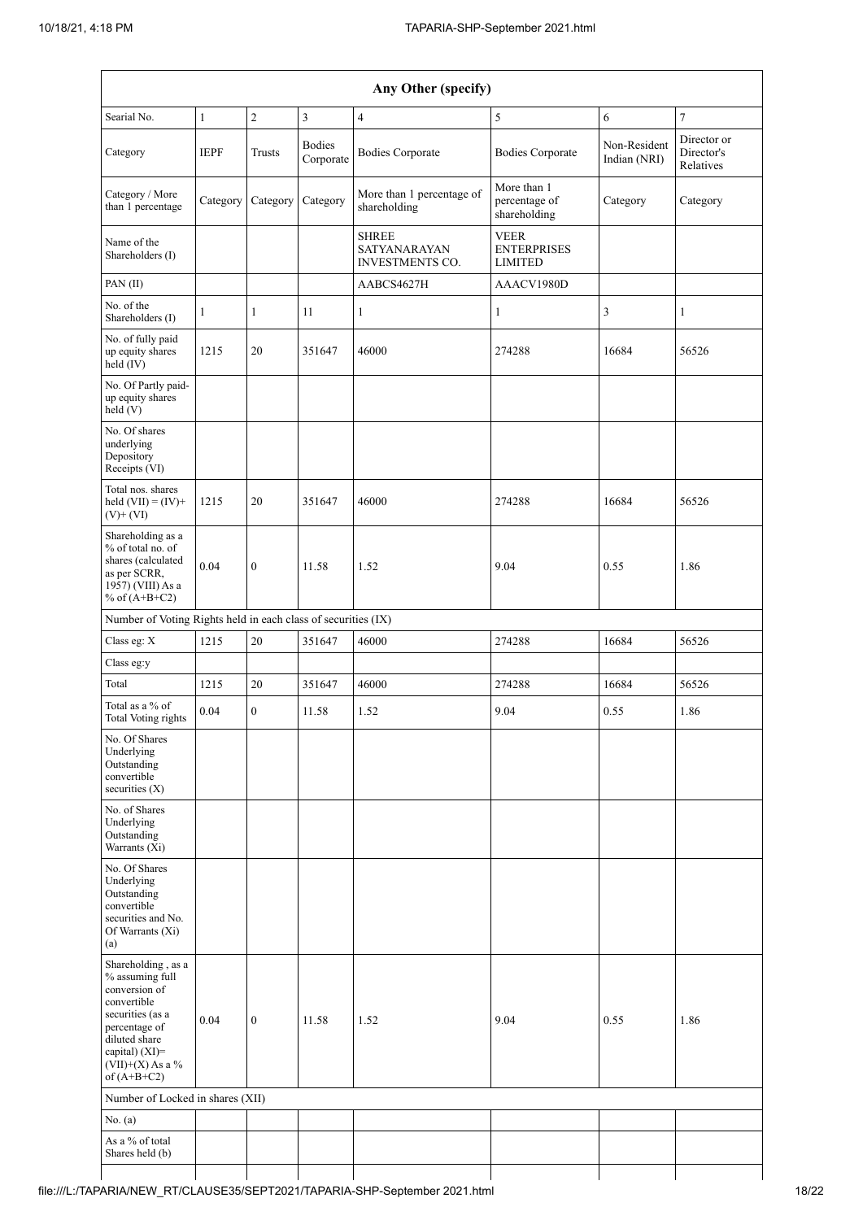| Any Other (specify) | | | | | | | |
|---|---|---|---|---|---|---|---|
| Searial No. | 1 | 2 | 3 | 4 | 5 | 6 | 7 |
| Category | IEPF | Trusts | Bodies Corporate | Bodies Corporate | Bodies Corporate | Non-Resident Indian (NRI) | Director or Director's Relatives |
| Category / More than 1 percentage | Category | Category | Category | More than 1 percentage of shareholding | More than 1 percentage of shareholding | Category | Category |
| Name of the Shareholders (I) | | | | SHREE SATYANARAYAN INVESTMENTS CO. | VEER ENTERPRISES LIMITED | | |
| PAN (II) | | | | AABCS4627H | AAACV1980D | | |
| No. of the Shareholders (I) | 1 | 1 | 11 | 1 | 1 | 3 | 1 |
| No. of fully paid up equity shares held (IV) | 1215 | 20 | 351647 | 46000 | 274288 | 16684 | 56526 |
| No. Of Partly paid-up equity shares held (V) | | | | | | | |
| No. Of shares underlying Depository Receipts (VI) | | | | | | | |
| Total nos. shares held (VII) = (IV)+(V)+ (VI) | 1215 | 20 | 351647 | 46000 | 274288 | 16684 | 56526 |
| Shareholding as a % of total no. of shares (calculated as per SCRR, 1957) (VIII) As a % of (A+B+C2) | 0.04 | 0 | 11.58 | 1.52 | 9.04 | 0.55 | 1.86 |
| Number of Voting Rights held in each class of securities (IX) | | | | | | | |
| Class eg: X | 1215 | 20 | 351647 | 46000 | 274288 | 16684 | 56526 |
| Class eg:y | | | | | | | |
| Total | 1215 | 20 | 351647 | 46000 | 274288 | 16684 | 56526 |
| Total as a % of Total Voting rights | 0.04 | 0 | 11.58 | 1.52 | 9.04 | 0.55 | 1.86 |
| No. Of Shares Underlying Outstanding convertible securities (X) | | | | | | | |
| No. of Shares Underlying Outstanding Warrants (Xi) | | | | | | | |
| No. Of Shares Underlying Outstanding convertible securities and No. Of Warrants (Xi) (a) | | | | | | | |
| Shareholding , as a % assuming full conversion of convertible securities (as a percentage of diluted share capital) (XI)= (VII)+(X) As a % of (A+B+C2) | 0.04 | 0 | 11.58 | 1.52 | 9.04 | 0.55 | 1.86 |
| Number of Locked in shares (XII) | | | | | | | |
| No. (a) | | | | | | | |
| As a % of total Shares held (b) | | | | | | | |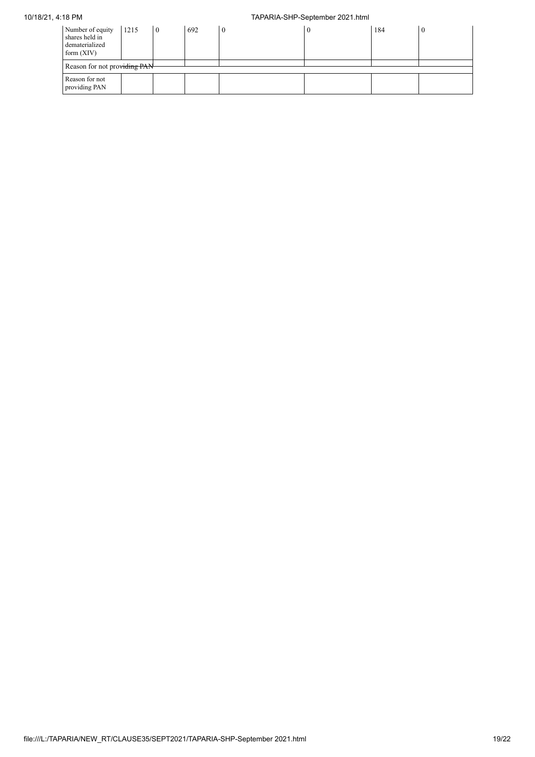| Number of equity shares held in dematerialized form (XIV) | 1215 | 0 | 692 | 0 | 0 | 184 | 0 |
|---|---|---|---|---|---|---|---|
| Reason for not providing PAN | | | | | | | |
| Reason for not providing PAN | | | | | | | |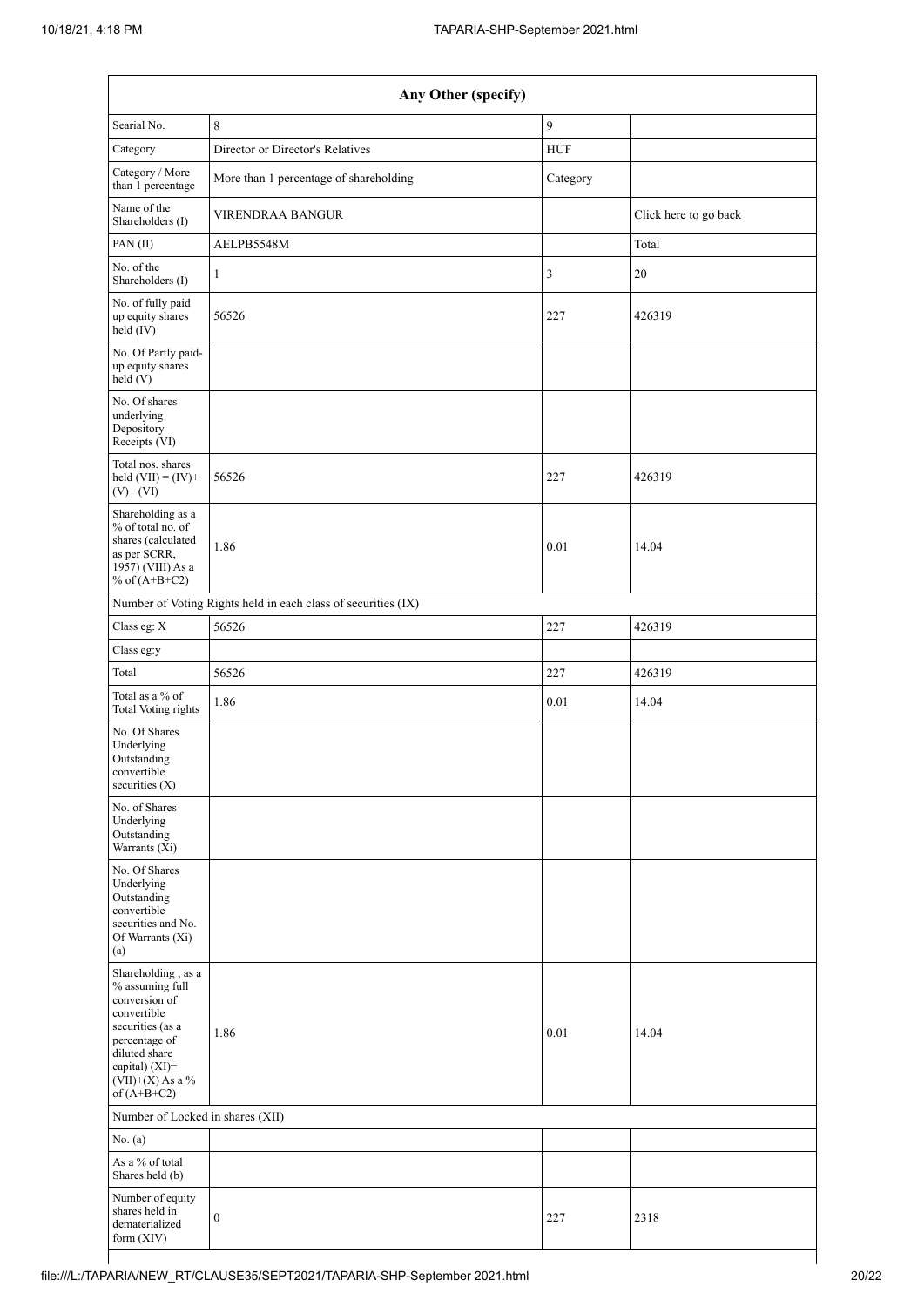| Any Other (specify) | | | |
|---|---|---|---|
| Searial No. | 8 | 9 | |
| Category | Director or Director's Relatives | HUF | |
| Category / More than 1 percentage | More than 1 percentage of shareholding | Category | |
| Name of the Shareholders (I) | VIRENDRAA BANGUR | | Click here to go back |
| PAN (II) | AELPB5548M | | Total |
| No. of the Shareholders (I) | 1 | 3 | 20 |
| No. of fully paid up equity shares held (IV) | 56526 | 227 | 426319 |
| No. Of Partly paid-up equity shares held (V) | | | |
| No. Of shares underlying Depository Receipts (VI) | | | |
| Total nos. shares held (VII) = (IV)+ (V)+ (VI) | 56526 | 227 | 426319 |
| Shareholding as a % of total no. of shares (calculated as per SCRR, 1957) (VIII) As a % of (A+B+C2) | 1.86 | 0.01 | 14.04 |
| Number of Voting Rights held in each class of securities (IX) | | | |
| Class eg: X | 56526 | 227 | 426319 |
| Class eg:y | | | |
| Total | 56526 | 227 | 426319 |
| Total as a % of Total Voting rights | 1.86 | 0.01 | 14.04 |
| No. Of Shares Underlying Outstanding convertible securities (X) | | | |
| No. of Shares Underlying Outstanding Warrants (Xi) | | | |
| No. Of Shares Underlying Outstanding convertible securities and No. Of Warrants (Xi) (a) | | | |
| Shareholding , as a % assuming full conversion of convertible securities (as a percentage of diluted share capital) (XI)= (VII)+(X) As a % of (A+B+C2) | 1.86 | 0.01 | 14.04 |
| Number of Locked in shares (XII) | | | |
| No. (a) | | | |
| As a % of total Shares held (b) | | | |
| Number of equity shares held in dematerialized form (XIV) | 0 | 227 | 2318 |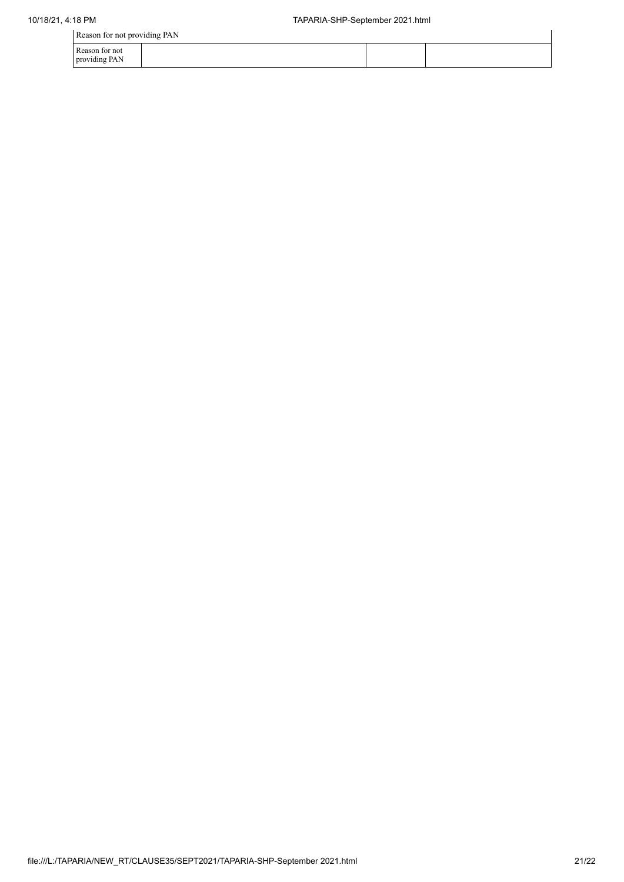| Reason for not providing PAN | | | |
|---|---|---|---|
| Reason for not providing PAN | | | |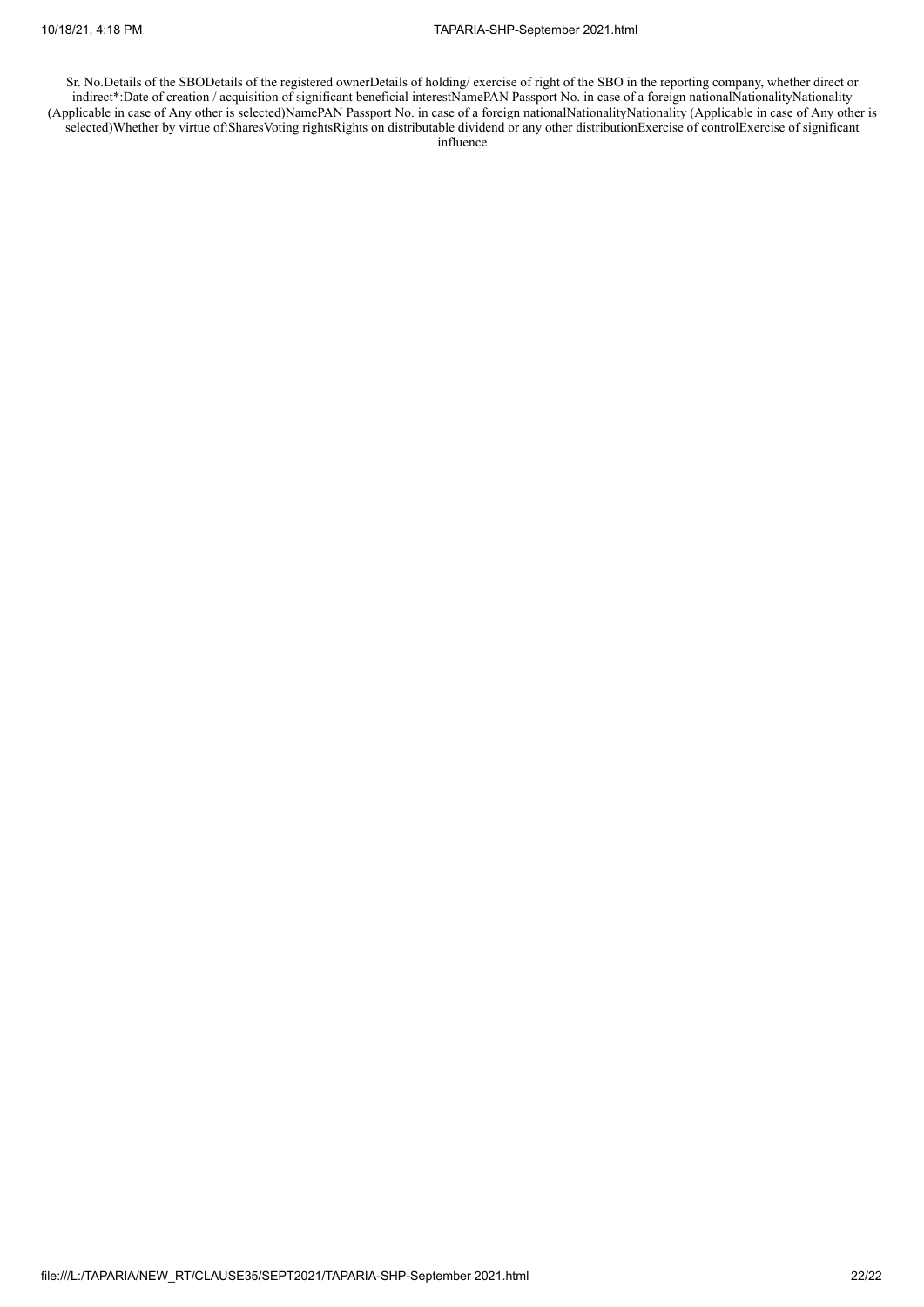Sr. No.Details of the SBODetails of the registered ownerDetails of holding/ exercise of right of the SBO in the reporting company, whether direct or indirect*:Date of creation / acquisition of significant beneficial interestNamePAN Passport No. in case of a foreign nationalNationalityNationality (Applicable in case of Any other is selected)NamePAN Passport No. in case of a foreign nationalNationalityNationality (Applicable in case of Any other is selected)Whether by virtue of:SharesVoting rightsRights on distributable dividend or any other distributionExercise of controlExercise of significant influence